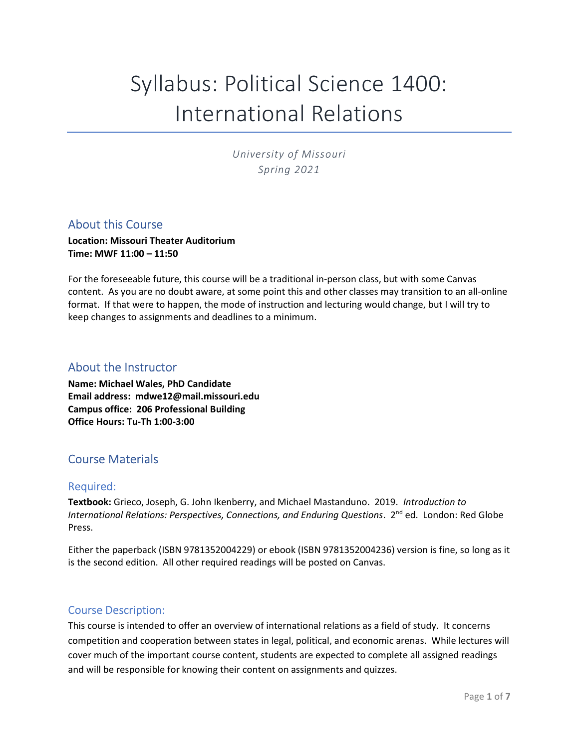# Syllabus: Political Science 1400: International Relations

*University of Missouri*
*Spring 2021*

## About this Course

**Location: Missouri Theater Auditorium**
**Time: MWF 11:00 – 11:50**

For the foreseeable future, this course will be a traditional in-person class, but with some Canvas content. As you are no doubt aware, at some point this and other classes may transition to an all-online format. If that were to happen, the mode of instruction and lecturing would change, but I will try to keep changes to assignments and deadlines to a minimum.

## About the Instructor

**Name: Michael Wales, PhD Candidate**
**Email address: mdwe12@mail.missouri.edu**
**Campus office: 206 Professional Building**
**Office Hours: Tu-Th 1:00-3:00**

## Course Materials

### Required:

**Textbook:** Grieco, Joseph, G. John Ikenberry, and Michael Mastanduno. 2019. *Introduction to International Relations: Perspectives, Connections, and Enduring Questions*. 2nd ed. London: Red Globe Press.

Either the paperback (ISBN 9781352004229) or ebook (ISBN 9781352004236) version is fine, so long as it is the second edition. All other required readings will be posted on Canvas.

### Course Description:

This course is intended to offer an overview of international relations as a field of study. It concerns competition and cooperation between states in legal, political, and economic arenas. While lectures will cover much of the important course content, students are expected to complete all assigned readings and will be responsible for knowing their content on assignments and quizzes.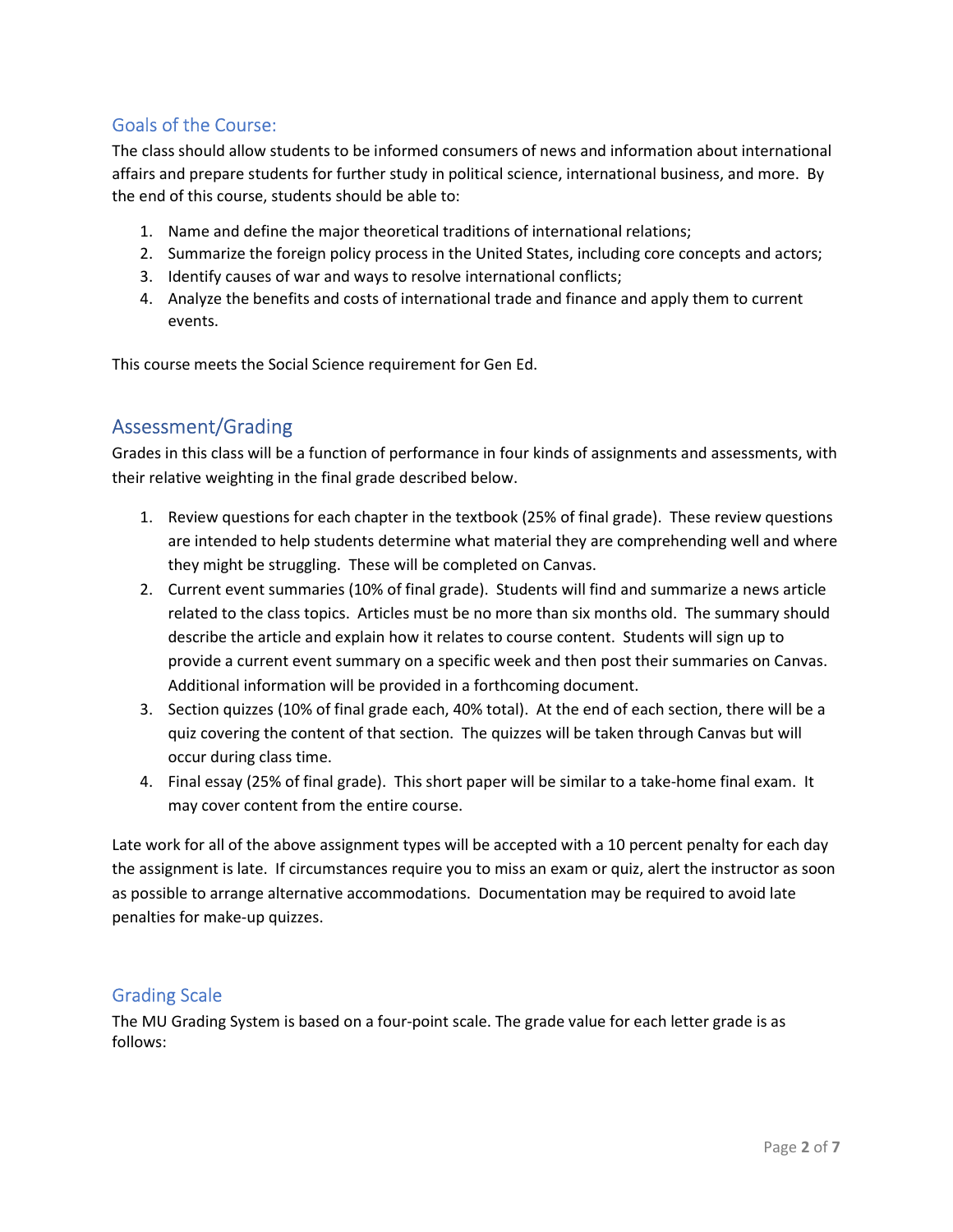## Goals of the Course:

The class should allow students to be informed consumers of news and information about international affairs and prepare students for further study in political science, international business, and more. By the end of this course, students should be able to:

1. Name and define the major theoretical traditions of international relations;
2. Summarize the foreign policy process in the United States, including core concepts and actors;
3. Identify causes of war and ways to resolve international conflicts;
4. Analyze the benefits and costs of international trade and finance and apply them to current events.

This course meets the Social Science requirement for Gen Ed.

## Assessment/Grading

Grades in this class will be a function of performance in four kinds of assignments and assessments, with their relative weighting in the final grade described below.

1. Review questions for each chapter in the textbook (25% of final grade). These review questions are intended to help students determine what material they are comprehending well and where they might be struggling. These will be completed on Canvas.
2. Current event summaries (10% of final grade). Students will find and summarize a news article related to the class topics. Articles must be no more than six months old. The summary should describe the article and explain how it relates to course content. Students will sign up to provide a current event summary on a specific week and then post their summaries on Canvas. Additional information will be provided in a forthcoming document.
3. Section quizzes (10% of final grade each, 40% total). At the end of each section, there will be a quiz covering the content of that section. The quizzes will be taken through Canvas but will occur during class time.
4. Final essay (25% of final grade). This short paper will be similar to a take-home final exam. It may cover content from the entire course.

Late work for all of the above assignment types will be accepted with a 10 percent penalty for each day the assignment is late. If circumstances require you to miss an exam or quiz, alert the instructor as soon as possible to arrange alternative accommodations. Documentation may be required to avoid late penalties for make-up quizzes.

## Grading Scale

The MU Grading System is based on a four-point scale. The grade value for each letter grade is as follows: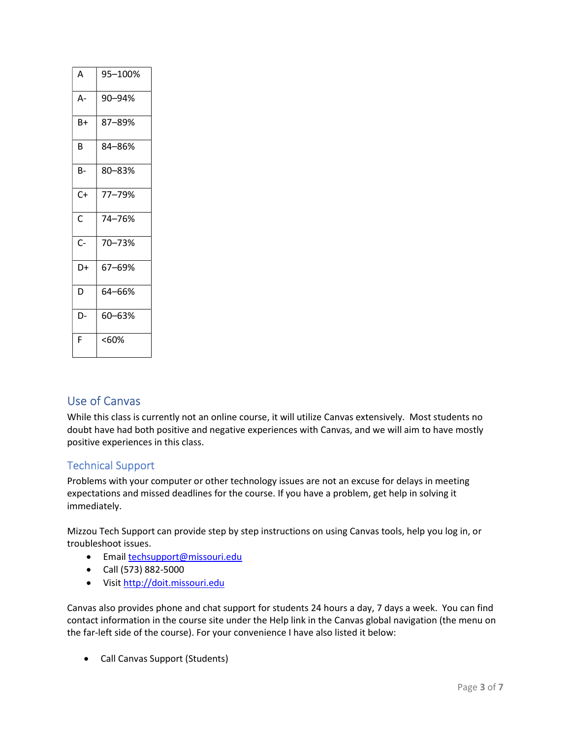| | |
|---|---|
| A | 95–100% |
| A- | 90–94% |
| B+ | 87–89% |
| B | 84–86% |
| B- | 80–83% |
| C+ | 77–79% |
| C | 74–76% |
| C- | 70–73% |
| D+ | 67–69% |
| D | 64–66% |
| D- | 60–63% |
| F | <60% |

## Use of Canvas

While this class is currently not an online course, it will utilize Canvas extensively. Most students no doubt have had both positive and negative experiences with Canvas, and we will aim to have mostly positive experiences in this class.

### Technical Support

Problems with your computer or other technology issues are not an excuse for delays in meeting expectations and missed deadlines for the course. If you have a problem, get help in solving it immediately.

Mizzou Tech Support can provide step by step instructions on using Canvas tools, help you log in, or troubleshoot issues.

- Email techsupport@missouri.edu
- Call (573) 882-5000
- Visit http://doit.missouri.edu

Canvas also provides phone and chat support for students 24 hours a day, 7 days a week. You can find contact information in the course site under the Help link in the Canvas global navigation (the menu on the far-left side of the course). For your convenience I have also listed it below:

- Call Canvas Support (Students)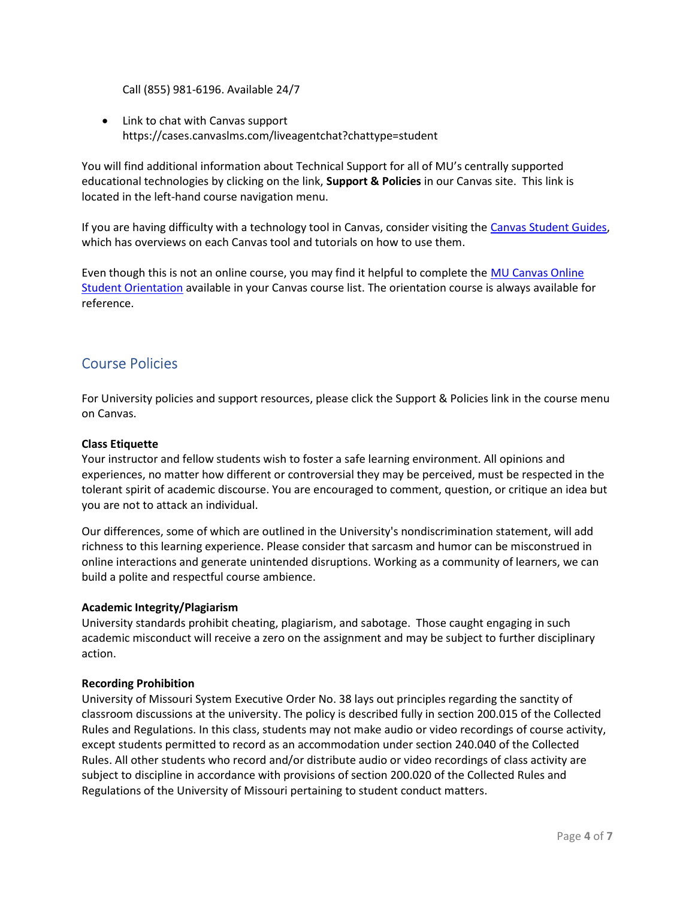Call (855) 981-6196. Available 24/7

- Link to chat with Canvas support
  https://cases.canvaslms.com/liveagentchat?chattype=student

You will find additional information about Technical Support for all of MU's centrally supported educational technologies by clicking on the link, **Support & Policies** in our Canvas site. This link is located in the left-hand course navigation menu.

If you are having difficulty with a technology tool in Canvas, consider visiting the Canvas Student Guides, which has overviews on each Canvas tool and tutorials on how to use them.

Even though this is not an online course, you may find it helpful to complete the MU Canvas Online Student Orientation available in your Canvas course list. The orientation course is always available for reference.

## Course Policies

For University policies and support resources, please click the Support & Policies link in the course menu on Canvas.

**Class Etiquette**
Your instructor and fellow students wish to foster a safe learning environment. All opinions and experiences, no matter how different or controversial they may be perceived, must be respected in the tolerant spirit of academic discourse. You are encouraged to comment, question, or critique an idea but you are not to attack an individual.

Our differences, some of which are outlined in the University's nondiscrimination statement, will add richness to this learning experience. Please consider that sarcasm and humor can be misconstrued in online interactions and generate unintended disruptions. Working as a community of learners, we can build a polite and respectful course ambience.

**Academic Integrity/Plagiarism**
University standards prohibit cheating, plagiarism, and sabotage. Those caught engaging in such academic misconduct will receive a zero on the assignment and may be subject to further disciplinary action.

**Recording Prohibition**
University of Missouri System Executive Order No. 38 lays out principles regarding the sanctity of classroom discussions at the university. The policy is described fully in section 200.015 of the Collected Rules and Regulations. In this class, students may not make audio or video recordings of course activity, except students permitted to record as an accommodation under section 240.040 of the Collected Rules. All other students who record and/or distribute audio or video recordings of class activity are subject to discipline in accordance with provisions of section 200.020 of the Collected Rules and Regulations of the University of Missouri pertaining to student conduct matters.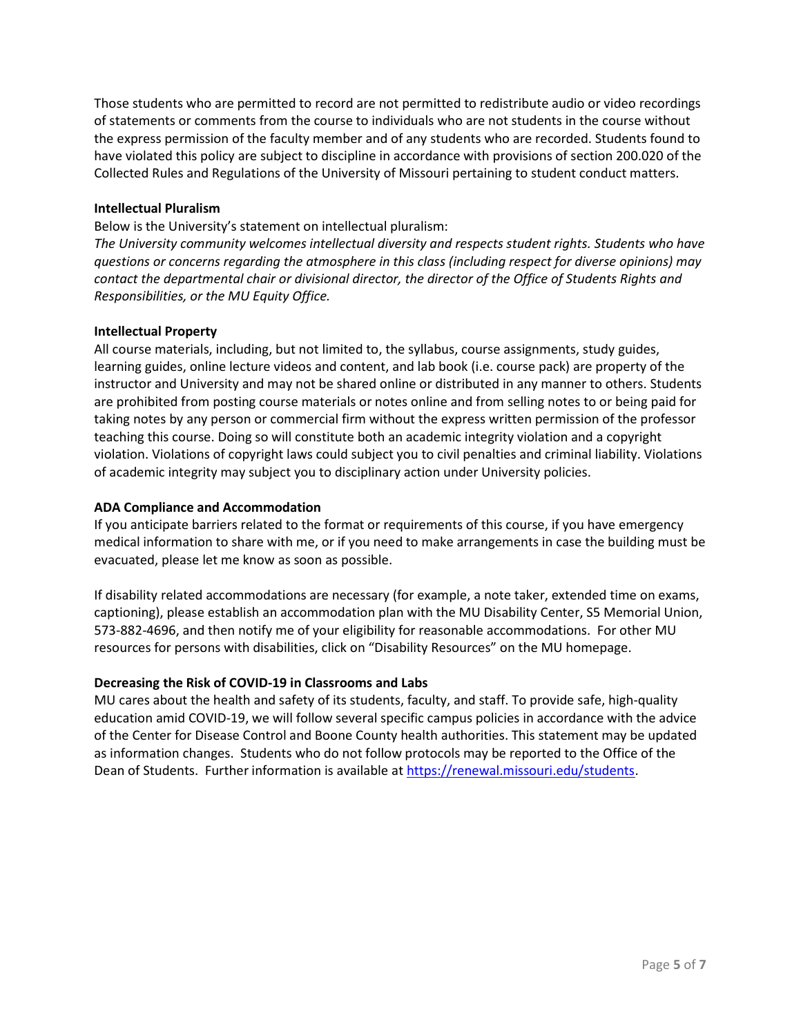Those students who are permitted to record are not permitted to redistribute audio or video recordings of statements or comments from the course to individuals who are not students in the course without the express permission of the faculty member and of any students who are recorded. Students found to have violated this policy are subject to discipline in accordance with provisions of section 200.020 of the Collected Rules and Regulations of the University of Missouri pertaining to student conduct matters.

**Intellectual Pluralism**

Below is the University's statement on intellectual pluralism:

*The University community welcomes intellectual diversity and respects student rights. Students who have questions or concerns regarding the atmosphere in this class (including respect for diverse opinions) may contact the departmental chair or divisional director, the director of the Office of Students Rights and Responsibilities, or the MU Equity Office.*

**Intellectual Property**

All course materials, including, but not limited to, the syllabus, course assignments, study guides, learning guides, online lecture videos and content, and lab book (i.e. course pack) are property of the instructor and University and may not be shared online or distributed in any manner to others. Students are prohibited from posting course materials or notes online and from selling notes to or being paid for taking notes by any person or commercial firm without the express written permission of the professor teaching this course. Doing so will constitute both an academic integrity violation and a copyright violation. Violations of copyright laws could subject you to civil penalties and criminal liability. Violations of academic integrity may subject you to disciplinary action under University policies.

**ADA Compliance and Accommodation**

If you anticipate barriers related to the format or requirements of this course, if you have emergency medical information to share with me, or if you need to make arrangements in case the building must be evacuated, please let me know as soon as possible.

If disability related accommodations are necessary (for example, a note taker, extended time on exams, captioning), please establish an accommodation plan with the MU Disability Center, S5 Memorial Union, 573-882-4696, and then notify me of your eligibility for reasonable accommodations. For other MU resources for persons with disabilities, click on "Disability Resources" on the MU homepage.

**Decreasing the Risk of COVID-19 in Classrooms and Labs**

MU cares about the health and safety of its students, faculty, and staff. To provide safe, high-quality education amid COVID-19, we will follow several specific campus policies in accordance with the advice of the Center for Disease Control and Boone County health authorities. This statement may be updated as information changes. Students who do not follow protocols may be reported to the Office of the Dean of Students. Further information is available at [https://renewal.missouri.edu/students](https://renewal.missouri.edu/students).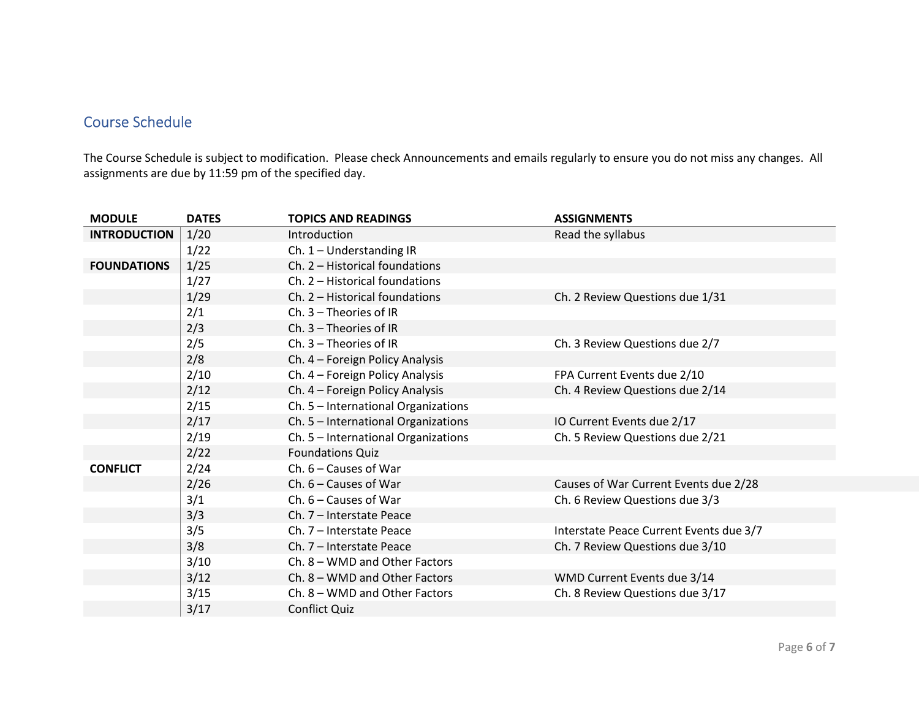## Course Schedule

The Course Schedule is subject to modification. Please check Announcements and emails regularly to ensure you do not miss any changes. All assignments are due by 11:59 pm of the specified day.

| MODULE | DATES | TOPICS AND READINGS | ASSIGNMENTS |
|---|---|---|---|
| **INTRODUCTION** | 1/20 | Introduction | Read the syllabus |
| | 1/22 | Ch. 1 – Understanding IR | |
| **FOUNDATIONS** | 1/25 | Ch. 2 – Historical foundations | |
| | 1/27 | Ch. 2 – Historical foundations | |
| | 1/29 | Ch. 2 – Historical foundations | Ch. 2 Review Questions due 1/31 |
| | 2/1 | Ch. 3 – Theories of IR | |
| | 2/3 | Ch. 3 – Theories of IR | |
| | 2/5 | Ch. 3 – Theories of IR | Ch. 3 Review Questions due 2/7 |
| | 2/8 | Ch. 4 – Foreign Policy Analysis | |
| | 2/10 | Ch. 4 – Foreign Policy Analysis | FPA Current Events due 2/10 |
| | 2/12 | Ch. 4 – Foreign Policy Analysis | Ch. 4 Review Questions due 2/14 |
| | 2/15 | Ch. 5 – International Organizations | |
| | 2/17 | Ch. 5 – International Organizations | IO Current Events due 2/17 |
| | 2/19 | Ch. 5 – International Organizations | Ch. 5 Review Questions due 2/21 |
| | 2/22 | Foundations Quiz | |
| **CONFLICT** | 2/24 | Ch. 6 – Causes of War | |
| | 2/26 | Ch. 6 – Causes of War | Causes of War Current Events due 2/28 |
| | 3/1 | Ch. 6 – Causes of War | Ch. 6 Review Questions due 3/3 |
| | 3/3 | Ch. 7 – Interstate Peace | |
| | 3/5 | Ch. 7 – Interstate Peace | Interstate Peace Current Events due 3/7 |
| | 3/8 | Ch. 7 – Interstate Peace | Ch. 7 Review Questions due 3/10 |
| | 3/10 | Ch. 8 – WMD and Other Factors | |
| | 3/12 | Ch. 8 – WMD and Other Factors | WMD Current Events due 3/14 |
| | 3/15 | Ch. 8 – WMD and Other Factors | Ch. 8 Review Questions due 3/17 |
| | 3/17 | Conflict Quiz | |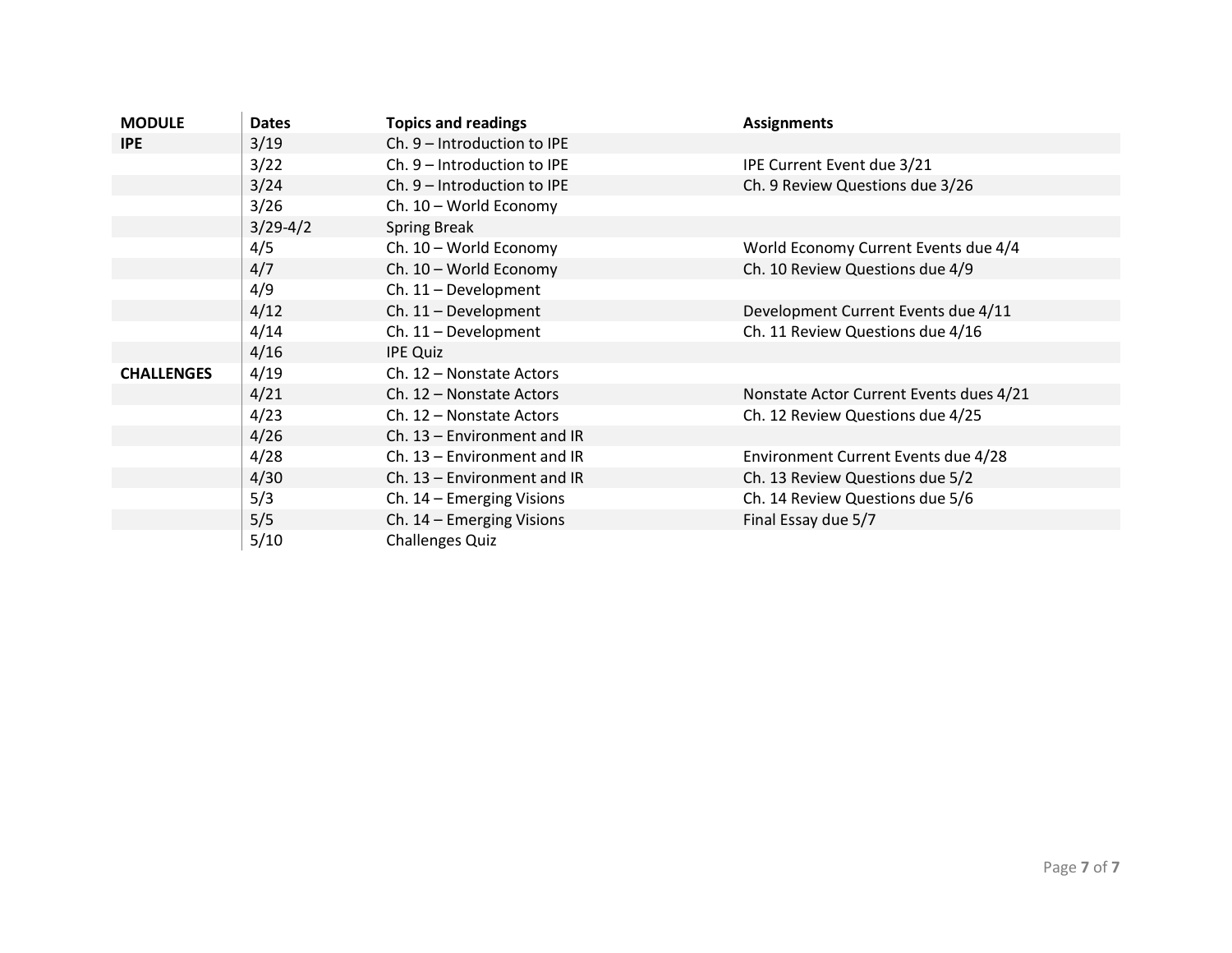| MODULE | Dates | Topics and readings | Assignments |
|---|---|---|---|
| IPE | 3/19 | Ch. 9 – Introduction to IPE | |
| | 3/22 | Ch. 9 – Introduction to IPE | IPE Current Event due 3/21 |
| | 3/24 | Ch. 9 – Introduction to IPE | Ch. 9 Review Questions due 3/26 |
| | 3/26 | Ch. 10 – World Economy | |
| | 3/29-4/2 | Spring Break | |
| | 4/5 | Ch. 10 – World Economy | World Economy Current Events due 4/4 |
| | 4/7 | Ch. 10 – World Economy | Ch. 10 Review Questions due 4/9 |
| | 4/9 | Ch. 11 – Development | |
| | 4/12 | Ch. 11 – Development | Development Current Events due 4/11 |
| | 4/14 | Ch. 11 – Development | Ch. 11 Review Questions due 4/16 |
| | 4/16 | IPE Quiz | |
| CHALLENGES | 4/19 | Ch. 12 – Nonstate Actors | |
| | 4/21 | Ch. 12 – Nonstate Actors | Nonstate Actor Current Events dues 4/21 |
| | 4/23 | Ch. 12 – Nonstate Actors | Ch. 12 Review Questions due 4/25 |
| | 4/26 | Ch. 13 – Environment and IR | |
| | 4/28 | Ch. 13 – Environment and IR | Environment Current Events due 4/28 |
| | 4/30 | Ch. 13 – Environment and IR | Ch. 13 Review Questions due 5/2 |
| | 5/3 | Ch. 14 – Emerging Visions | Ch. 14 Review Questions due 5/6 |
| | 5/5 | Ch. 14 – Emerging Visions | Final Essay due 5/7 |
| | 5/10 | Challenges Quiz | |